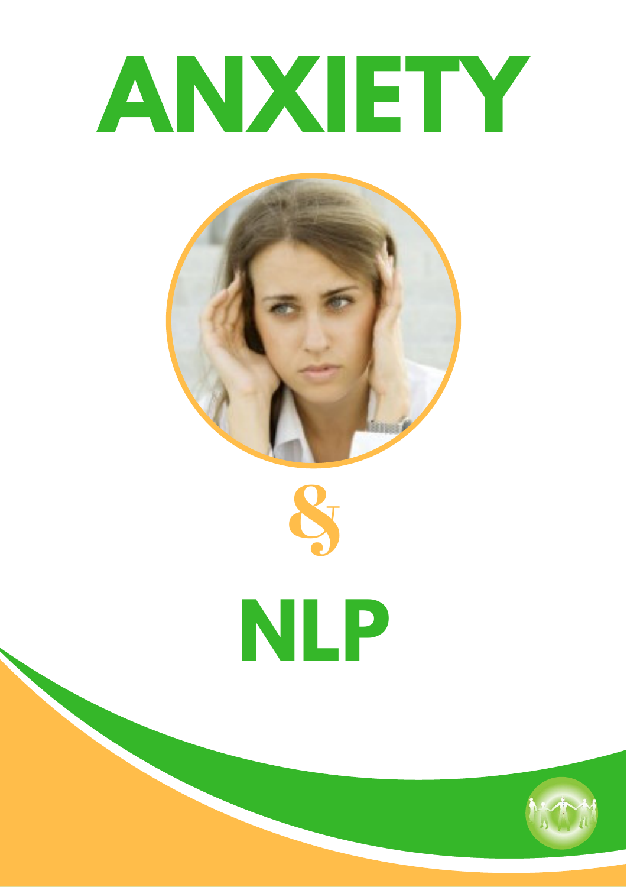# ANXIETY

&

# NLP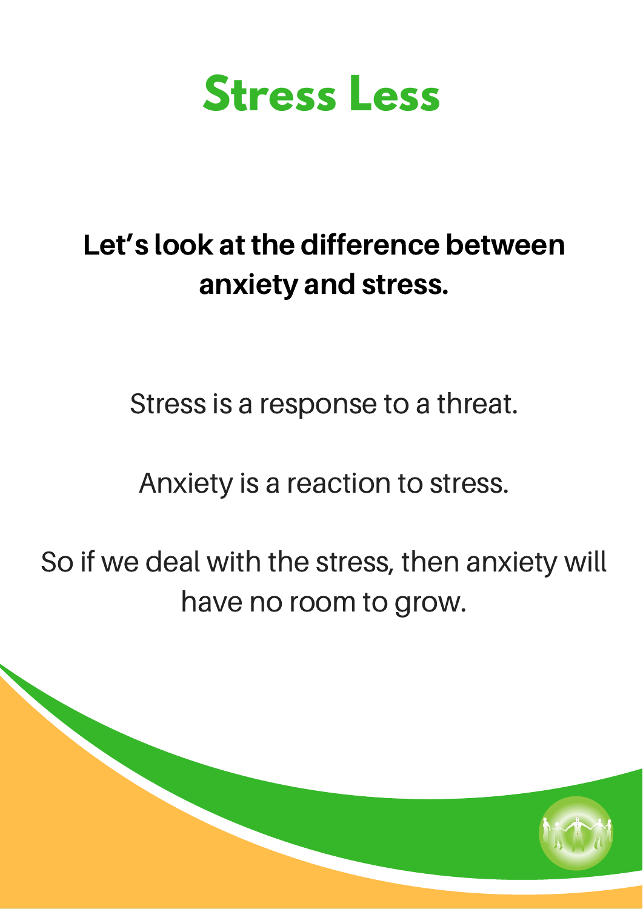# Stress Less

**Let's look at the difference between anxiety and stress.**

Stress is a response to a threat.

Anxiety is a reaction to stress.

So if we deal with the stress, then anxiety will have no room to grow.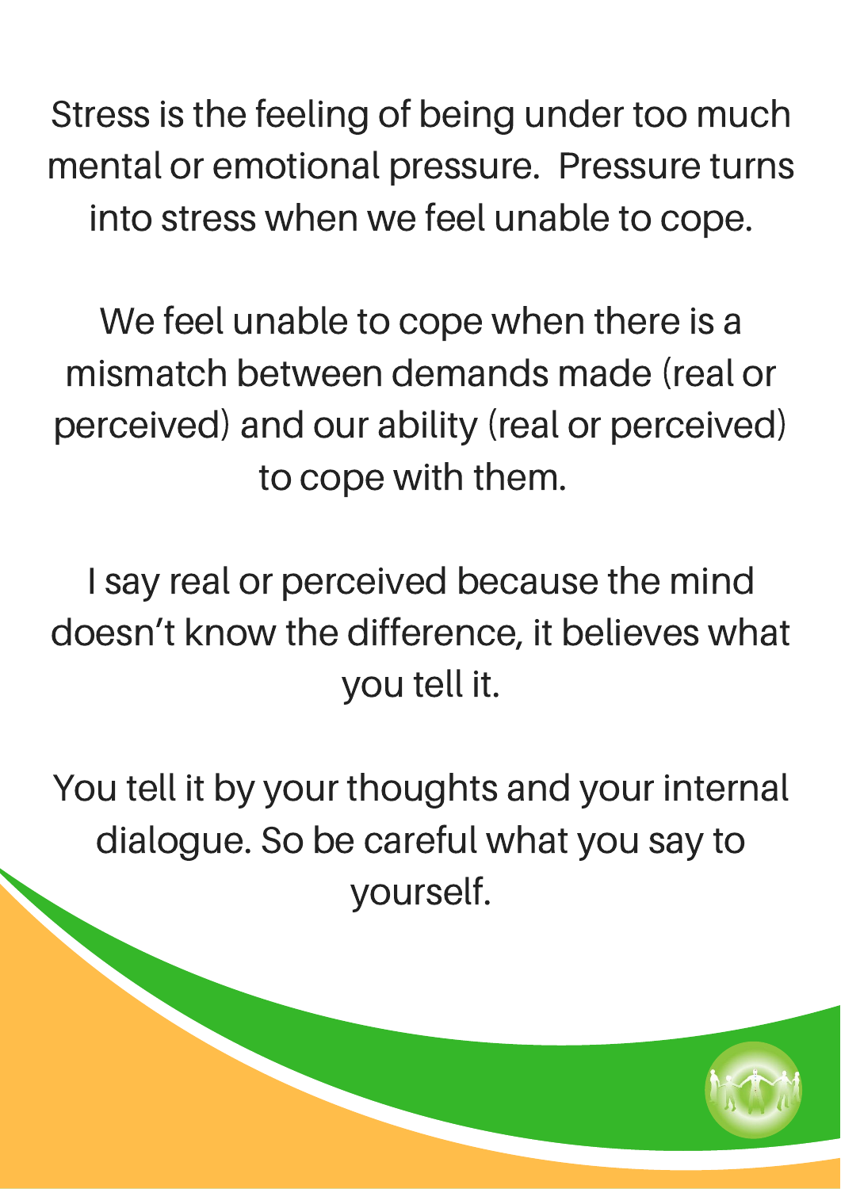Stress is the feeling of being under too much mental or emotional pressure. Pressure turns into stress when we feel unable to cope.

We feel unable to cope when there is a mismatch between demands made (real or perceived) and our ability (real or perceived) to cope with them.

I say real or perceived because the mind doesn't know the difference, it believes what you tell it.

You tell it by your thoughts and your internal dialogue. So be careful what you say to yourself.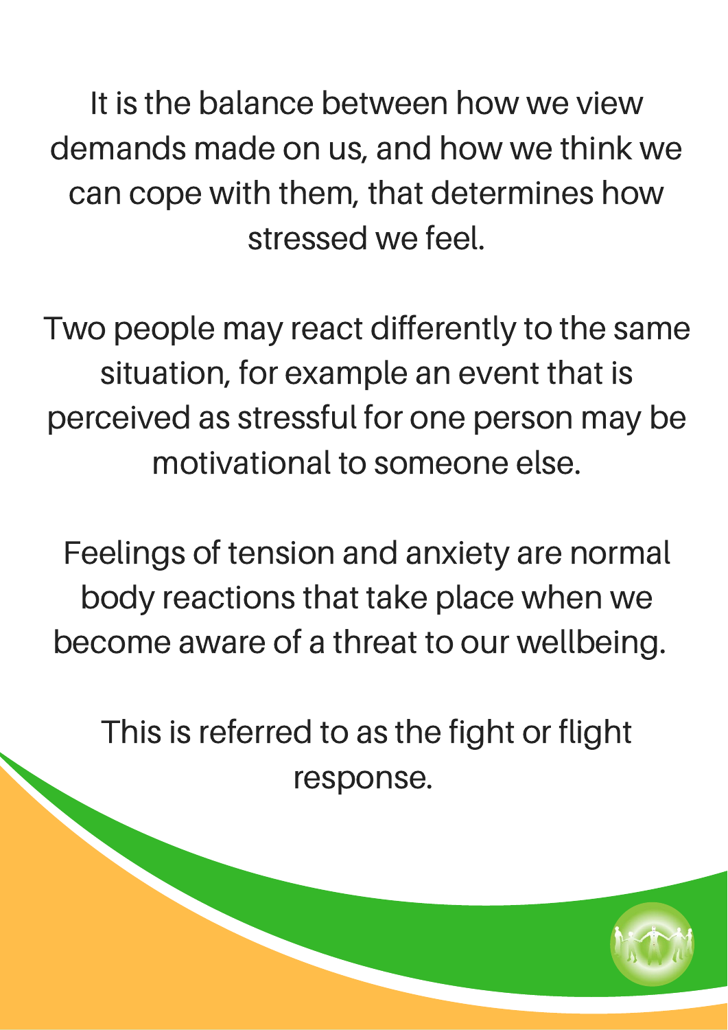It is the balance between how we view demands made on us, and how we think we can cope with them, that determines how stressed we feel.

Two people may react differently to the same situation, for example an event that is perceived as stressful for one person may be motivational to someone else.

Feelings of tension and anxiety are normal body reactions that take place when we become aware of a threat to our wellbeing.

This is referred to as the fight or flight response.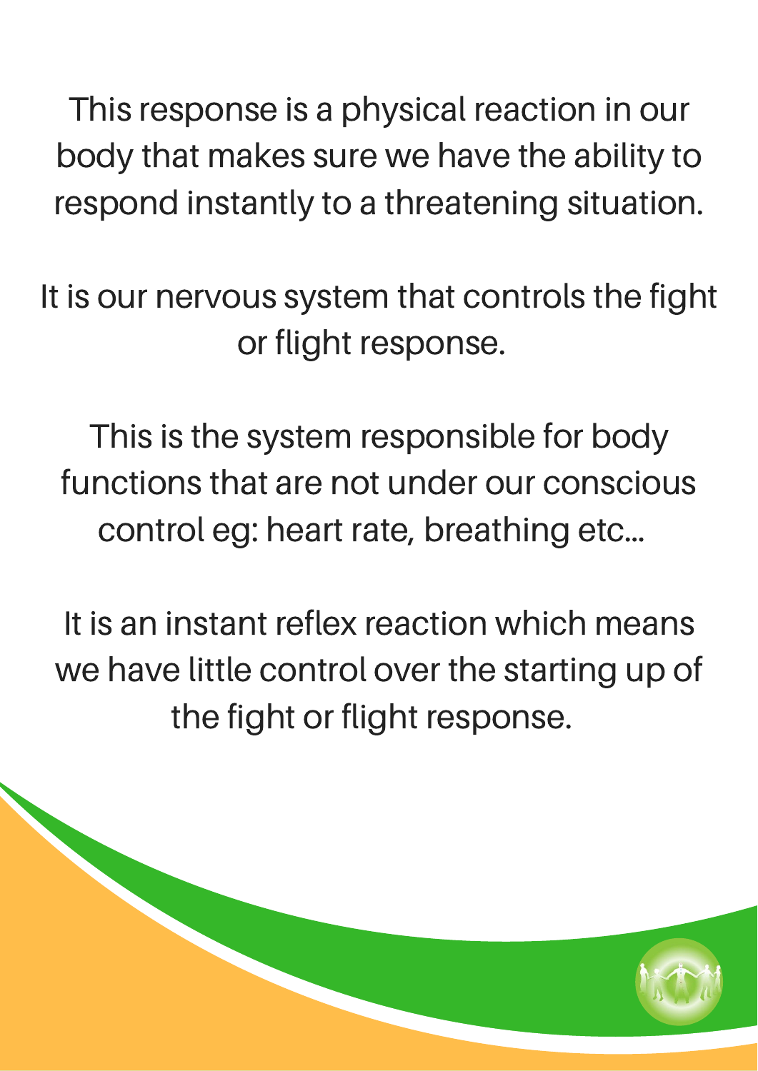This response is a physical reaction in our body that makes sure we have the ability to respond instantly to a threatening situation.

It is our nervous system that controls the fight or flight response.

This is the system responsible for body functions that are not under our conscious control eg: heart rate, breathing etc...

It is an instant reflex reaction which means we have little control over the starting up of the fight or flight response.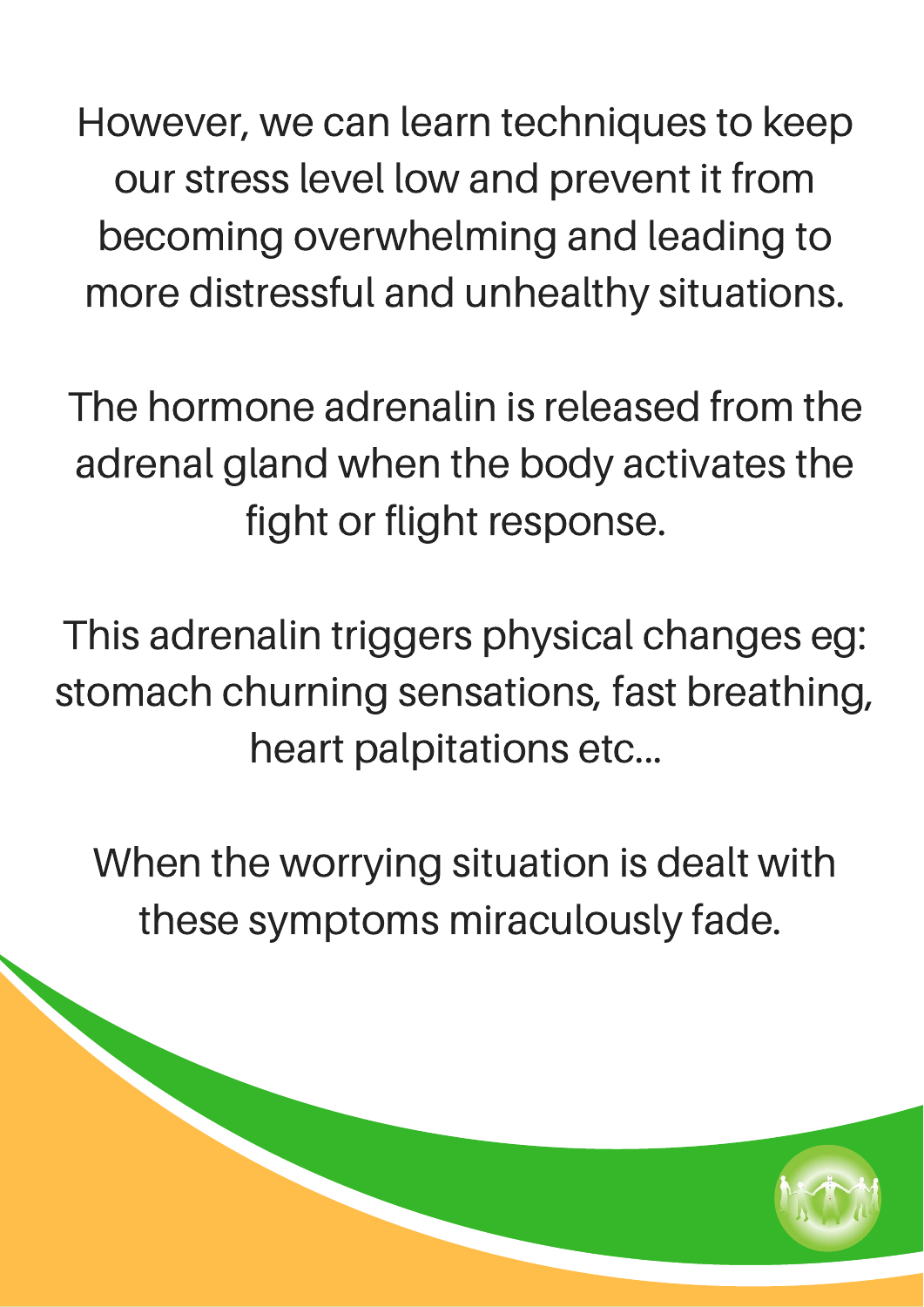However, we can learn techniques to keep our stress level low and prevent it from becoming overwhelming and leading to more distressful and unhealthy situations.

The hormone adrenalin is released from the adrenal gland when the body activates the fight or flight response.

This adrenalin triggers physical changes eg: stomach churning sensations, fast breathing, heart palpitations etc...

When the worrying situation is dealt with these symptoms miraculously fade.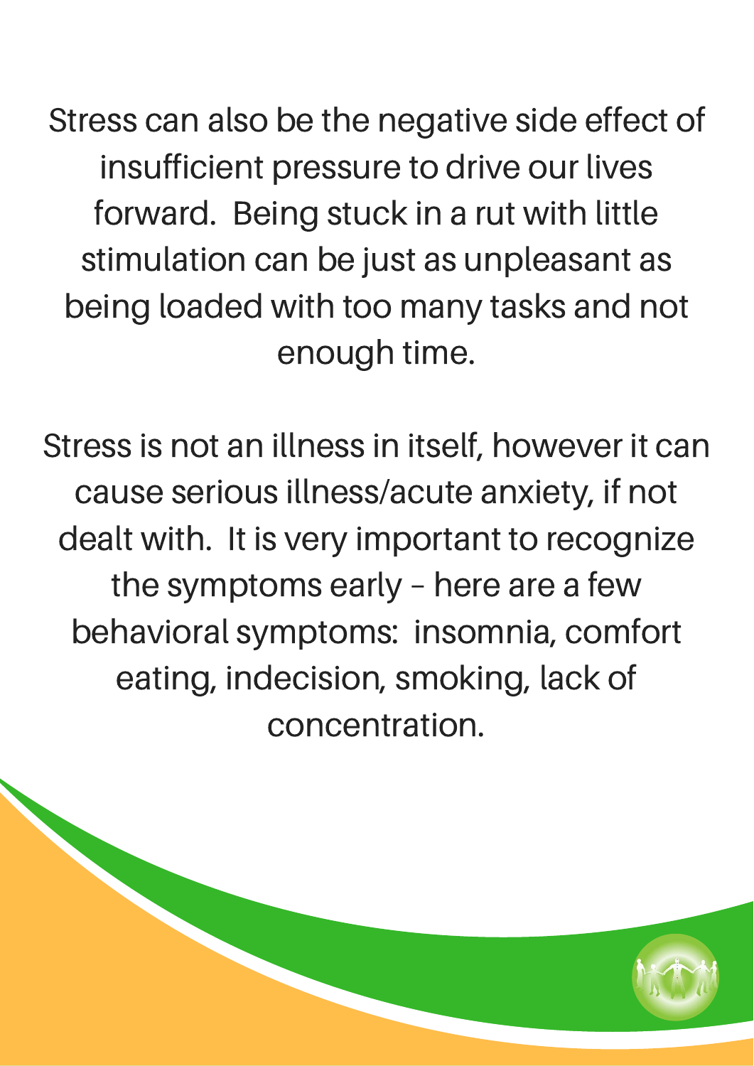Stress can also be the negative side effect of insufficient pressure to drive our lives forward.  Being stuck in a rut with little stimulation can be just as unpleasant as being loaded with too many tasks and not enough time.

Stress is not an illness in itself, however it can cause serious illness/acute anxiety, if not dealt with.  It is very important to recognize the symptoms early – here are a few behavioral symptoms:  insomnia, comfort eating, indecision, smoking, lack of concentration.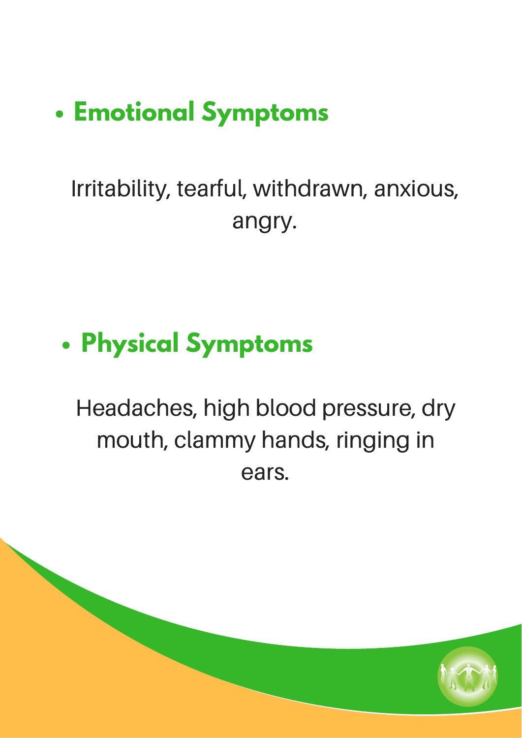- **Emotional Symptoms**

Irritability, tearful, withdrawn, anxious, angry.

- **Physical Symptoms**

Headaches, high blood pressure, dry mouth, clammy hands, ringing in ears.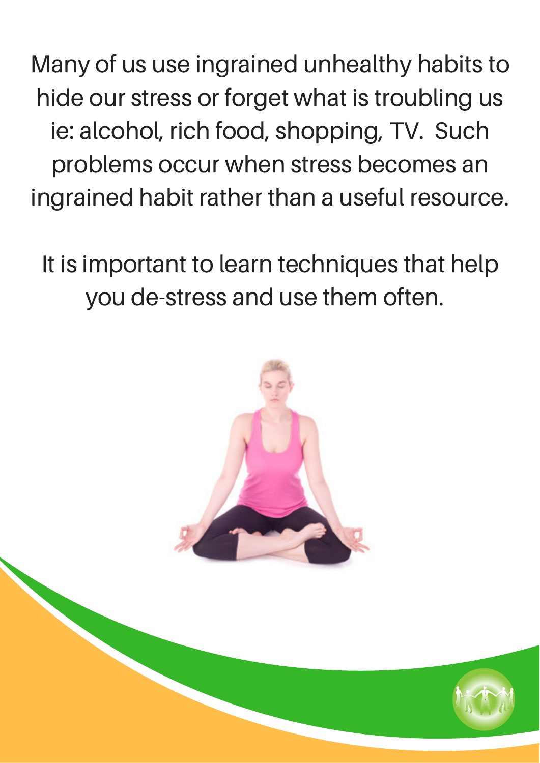Many of us use ingrained unhealthy habits to hide our stress or forget what is troubling us ie: alcohol, rich food, shopping, TV.  Such problems occur when stress becomes an ingrained habit rather than a useful resource.

It is important to learn techniques that help you de-stress and use them often.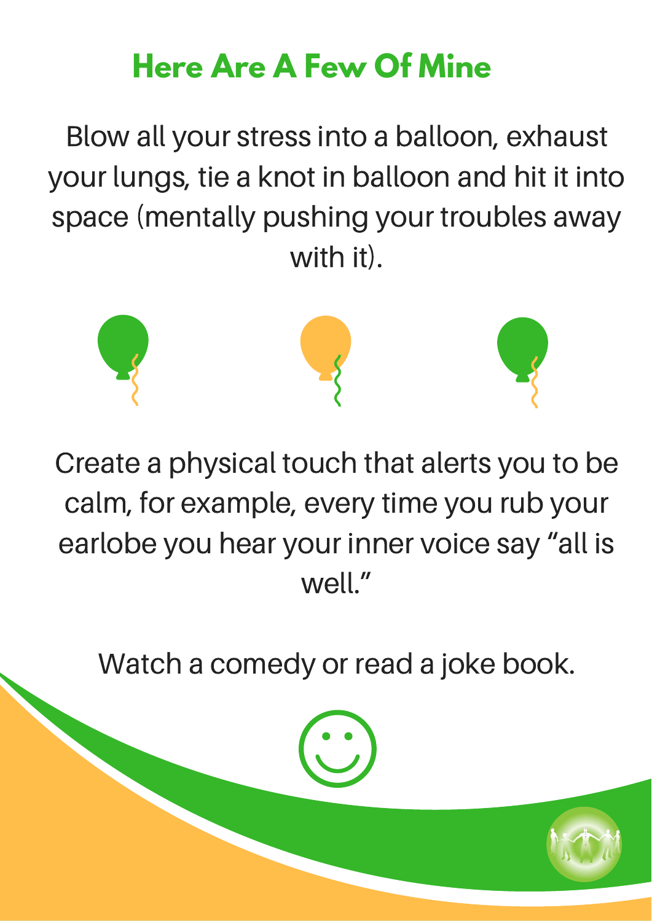## Here Are A Few Of Mine

Blow all your stress into a balloon, exhaust your lungs, tie a knot in balloon and hit it into space (mentally pushing your troubles away with it).

Create a physical touch that alerts you to be calm, for example, every time you rub your earlobe you hear your inner voice say “all is well.”

Watch a comedy or read a joke book.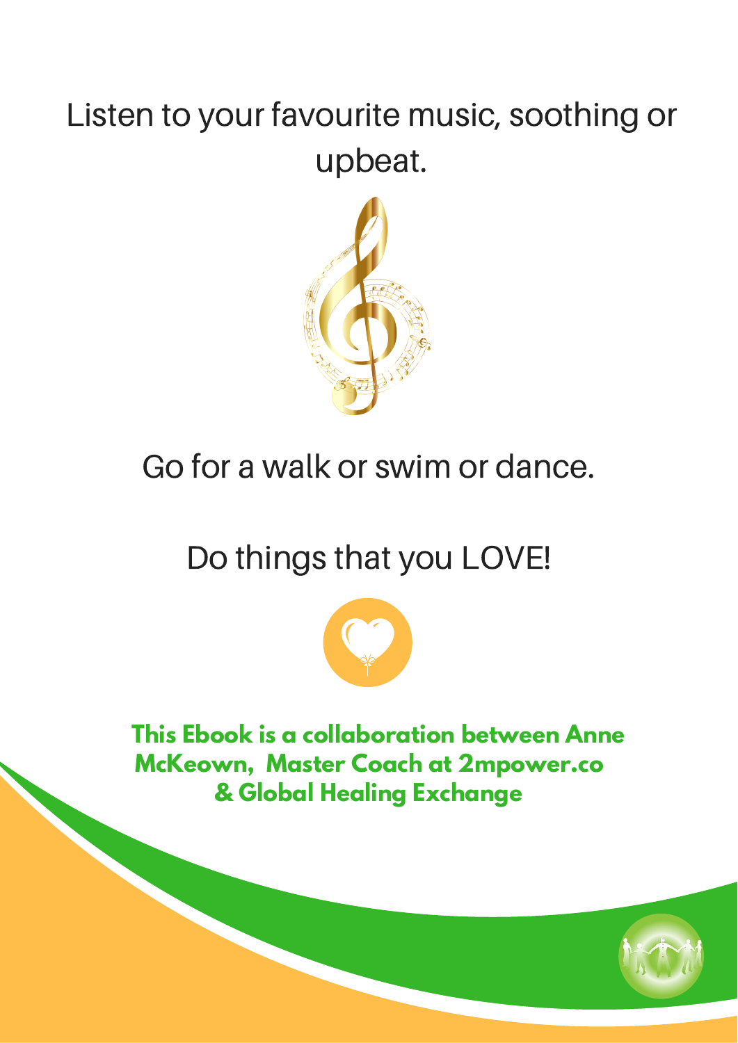Listen to your favourite music, soothing or upbeat.

Go for a walk or swim or dance.

Do things that you LOVE!

**This Ebook is a collaboration between Anne McKeown, Master Coach at 2mpower.co & Global Healing Exchange**